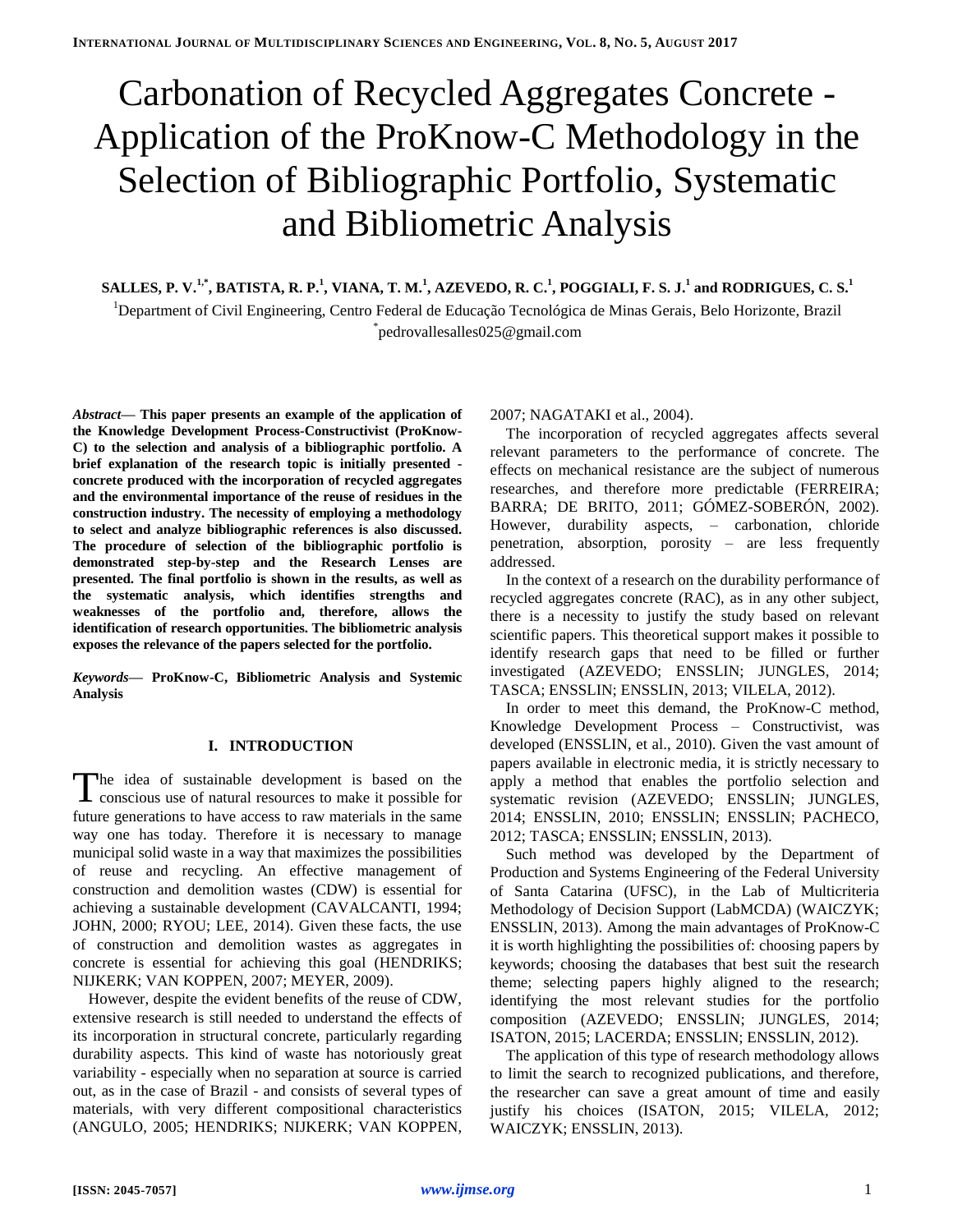# Carbonation of Recycled Aggregates Concrete - Application of the ProKnow-C Methodology in the Selection of Bibliographic Portfolio, Systematic and Bibliometric Analysis

**SALLES, P. V.[1,*], BATISTA, R. P.[1], VIANA, T. M.[1], AZEVEDO, R. C.[1], POGGIALI, F. S. J.[1] and RODRIGUES, C. S.[1]**

[1]Department of Civil Engineering, Centro Federal de Educação Tecnológica de Minas Gerais, Belo Horizonte, Brazil
[*]pedrovallesalles025@gmail.com

***Abstract*— This paper presents an example of the application of the Knowledge Development Process-Constructivist (ProKnow-C) to the selection and analysis of a bibliographic portfolio. A brief explanation of the research topic is initially presented - concrete produced with the incorporation of recycled aggregates and the environmental importance of the reuse of residues in the construction industry. The necessity of employing a methodology to select and analyze bibliographic references is also discussed. The procedure of selection of the bibliographic portfolio is demonstrated step-by-step and the Research Lenses are presented. The final portfolio is shown in the results, as well as the systematic analysis, which identifies strengths and weaknesses of the portfolio and, therefore, allows the identification of research opportunities. The bibliometric analysis exposes the relevance of the papers selected for the portfolio.**

***Keywords*— ProKnow-C, Bibliometric Analysis and Systemic Analysis**

## I. INTRODUCTION

The idea of sustainable development is based on the conscious use of natural resources to make it possible for future generations to have access to raw materials in the same way one has today. Therefore it is necessary to manage municipal solid waste in a way that maximizes the possibilities of reuse and recycling. An effective management of construction and demolition wastes (CDW) is essential for achieving a sustainable development (CAVALCANTI, 1994; JOHN, 2000; RYOU; LEE, 2014). Given these facts, the use of construction and demolition wastes as aggregates in concrete is essential for achieving this goal (HENDRIKS; NIJKERK; VAN KOPPEN, 2007; MEYER, 2009).

However, despite the evident benefits of the reuse of CDW, extensive research is still needed to understand the effects of its incorporation in structural concrete, particularly regarding durability aspects. This kind of waste has notoriously great variability - especially when no separation at source is carried out, as in the case of Brazil - and consists of several types of materials, with very different compositional characteristics (ANGULO, 2005; HENDRIKS; NIJKERK; VAN KOPPEN, 2007; NAGATAKI et al., 2004).

The incorporation of recycled aggregates affects several relevant parameters to the performance of concrete. The effects on mechanical resistance are the subject of numerous researches, and therefore more predictable (FERREIRA; BARRA; DE BRITO, 2011; GÓMEZ-SOBERÓN, 2002). However, durability aspects, – carbonation, chloride penetration, absorption, porosity – are less frequently addressed.

In the context of a research on the durability performance of recycled aggregates concrete (RAC), as in any other subject, there is a necessity to justify the study based on relevant scientific papers. This theoretical support makes it possible to identify research gaps that need to be filled or further investigated (AZEVEDO; ENSSLIN; JUNGLES, 2014; TASCA; ENSSLIN; ENSSLIN, 2013; VILELA, 2012).

In order to meet this demand, the ProKnow-C method, Knowledge Development Process – Constructivist, was developed (ENSSLIN, et al., 2010). Given the vast amount of papers available in electronic media, it is strictly necessary to apply a method that enables the portfolio selection and systematic revision (AZEVEDO; ENSSLIN; JUNGLES, 2014; ENSSLIN, 2010; ENSSLIN; ENSSLIN; PACHECO, 2012; TASCA; ENSSLIN; ENSSLIN, 2013).

Such method was developed by the Department of Production and Systems Engineering of the Federal University of Santa Catarina (UFSC), in the Lab of Multicriteria Methodology of Decision Support (LabMCDA) (WAICZYK; ENSSLIN, 2013). Among the main advantages of ProKnow-C it is worth highlighting the possibilities of: choosing papers by keywords; choosing the databases that best suit the research theme; selecting papers highly aligned to the research; identifying the most relevant studies for the portfolio composition (AZEVEDO; ENSSLIN; JUNGLES, 2014; ISATON, 2015; LACERDA; ENSSLIN; ENSSLIN, 2012).

The application of this type of research methodology allows to limit the search to recognized publications, and therefore, the researcher can save a great amount of time and easily justify his choices (ISATON, 2015; VILELA, 2012; WAICZYK; ENSSLIN, 2013).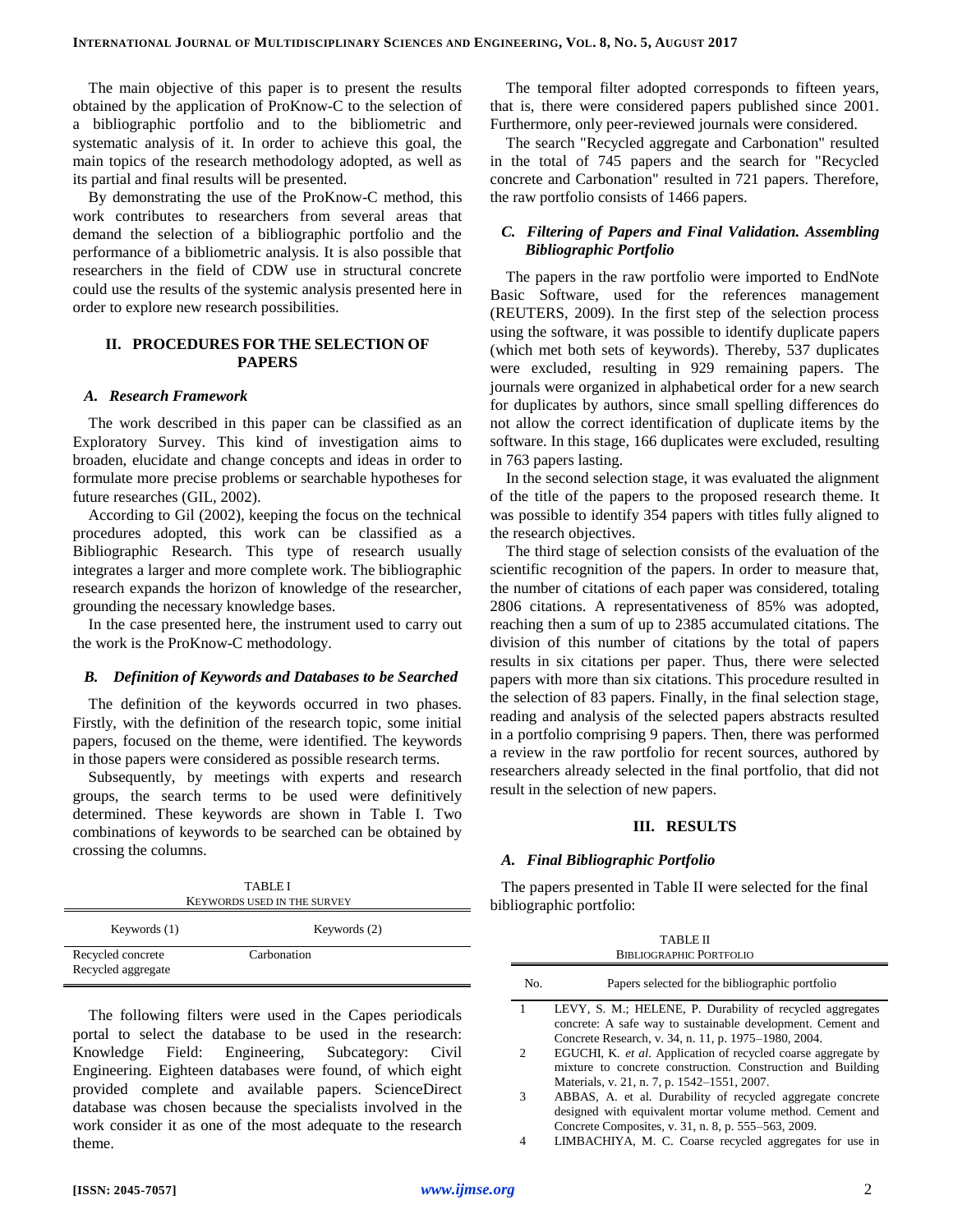The main objective of this paper is to present the results obtained by the application of ProKnow-C to the selection of a bibliographic portfolio and to the bibliometric and systematic analysis of it. In order to achieve this goal, the main topics of the research methodology adopted, as well as its partial and final results will be presented.

By demonstrating the use of the ProKnow-C method, this work contributes to researchers from several areas that demand the selection of a bibliographic portfolio and the performance of a bibliometric analysis. It is also possible that researchers in the field of CDW use in structural concrete could use the results of the systemic analysis presented here in order to explore new research possibilities.

## II. PROCEDURES FOR THE SELECTION OF PAPERS

### *A. Research Framework*

The work described in this paper can be classified as an Exploratory Survey. This kind of investigation aims to broaden, elucidate and change concepts and ideas in order to formulate more precise problems or searchable hypotheses for future researches (GIL, 2002).

According to Gil (2002), keeping the focus on the technical procedures adopted, this work can be classified as a Bibliographic Research. This type of research usually integrates a larger and more complete work. The bibliographic research expands the horizon of knowledge of the researcher, grounding the necessary knowledge bases.

In the case presented here, the instrument used to carry out the work is the ProKnow-C methodology.

### *B. Definition of Keywords and Databases to be Searched*

The definition of the keywords occurred in two phases. Firstly, with the definition of the research topic, some initial papers, focused on the theme, were identified. The keywords in those papers were considered as possible research terms.

Subsequently, by meetings with experts and research groups, the search terms to be used were definitively determined. These keywords are shown in Table I. Two combinations of keywords to be searched can be obtained by crossing the columns.

TABLE I
KEYWORDS USED IN THE SURVEY

| Keywords (1) | Keywords (2) |
|---|---|
| Recycled concrete<br>Recycled aggregate | Carbonation |

The following filters were used in the Capes periodicals portal to select the database to be used in the research: Knowledge Field: Engineering, Subcategory: Civil Engineering. Eighteen databases were found, of which eight provided complete and available papers. ScienceDirect database was chosen because the specialists involved in the work consider it as one of the most adequate to the research theme.

The temporal filter adopted corresponds to fifteen years, that is, there were considered papers published since 2001. Furthermore, only peer-reviewed journals were considered.

The search "Recycled aggregate and Carbonation" resulted in the total of 745 papers and the search for "Recycled concrete and Carbonation" resulted in 721 papers. Therefore, the raw portfolio consists of 1466 papers.

### *C. Filtering of Papers and Final Validation. Assembling Bibliographic Portfolio*

The papers in the raw portfolio were imported to EndNote Basic Software, used for the references management (REUTERS, 2009). In the first step of the selection process using the software, it was possible to identify duplicate papers (which met both sets of keywords). Thereby, 537 duplicates were excluded, resulting in 929 remaining papers. The journals were organized in alphabetical order for a new search for duplicates by authors, since small spelling differences do not allow the correct identification of duplicate items by the software. In this stage, 166 duplicates were excluded, resulting in 763 papers lasting.

In the second selection stage, it was evaluated the alignment of the title of the papers to the proposed research theme. It was possible to identify 354 papers with titles fully aligned to the research objectives.

The third stage of selection consists of the evaluation of the scientific recognition of the papers. In order to measure that, the number of citations of each paper was considered, totaling 2806 citations. A representativeness of 85% was adopted, reaching then a sum of up to 2385 accumulated citations. The division of this number of citations by the total of papers results in six citations per paper. Thus, there were selected papers with more than six citations. This procedure resulted in the selection of 83 papers. Finally, in the final selection stage, reading and analysis of the selected papers abstracts resulted in a portfolio comprising 9 papers. Then, there was performed a review in the raw portfolio for recent sources, authored by researchers already selected in the final portfolio, that did not result in the selection of new papers.

## III. RESULTS

### *A. Final Bibliographic Portfolio*

The papers presented in Table II were selected for the final bibliographic portfolio:

TABLE II
BIBLIOGRAPHIC PORTFOLIO

| No. | Papers selected for the bibliographic portfolio |
|---|---|
| 1 | LEVY, S. M.; HELENE, P. Durability of recycled aggregates concrete: A safe way to sustainable development. Cement and Concrete Research, v. 34, n. 11, p. 1975–1980, 2004. |
| 2 | EGUCHI, K. *et al*. Application of recycled coarse aggregate by mixture to concrete construction. Construction and Building Materials, v. 21, n. 7, p. 1542–1551, 2007. |
| 3 | ABBAS, A. et al. Durability of recycled aggregate concrete designed with equivalent mortar volume method. Cement and Concrete Composites, v. 31, n. 8, p. 555–563, 2009. |
| 4 | LIMBACHIYA, M. C. Coarse recycled aggregates for use in |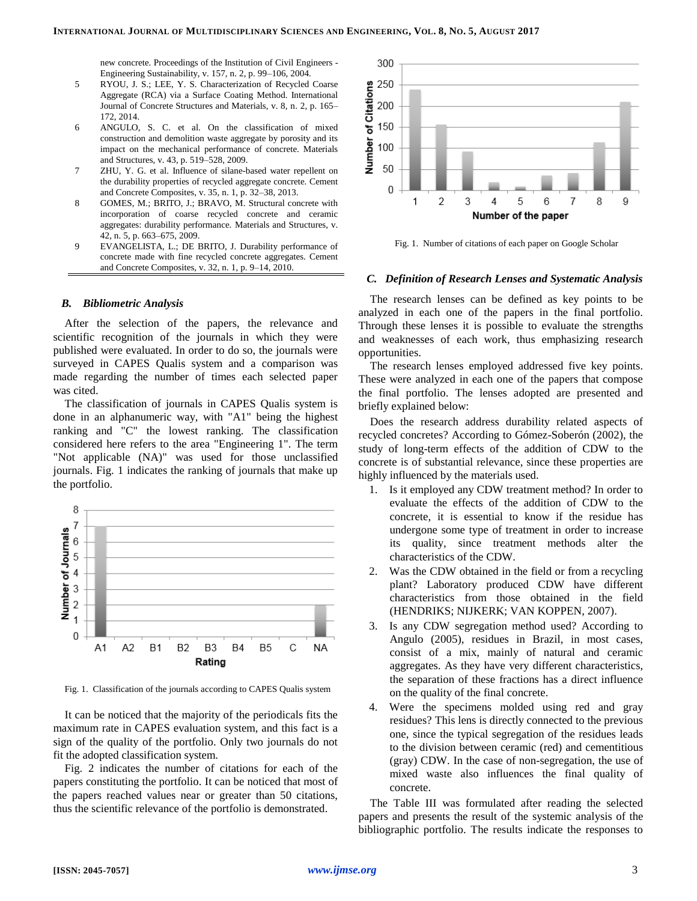| | new concrete. Proceedings of the Institution of Civil Engineers - Engineering Sustainability, v. 157, n. 2, p. 99–106, 2004. |
|---|---|
| 5 | RYOU, J. S.; LEE, Y. S. Characterization of Recycled Coarse Aggregate (RCA) via a Surface Coating Method. International Journal of Concrete Structures and Materials, v. 8, n. 2, p. 165–172, 2014. |
| 6 | ANGULO, S. C. et al. On the classification of mixed construction and demolition waste aggregate by porosity and its impact on the mechanical performance of concrete. Materials and Structures, v. 43, p. 519–528, 2009. |
| 7 | ZHU, Y. G. et al. Influence of silane-based water repellent on the durability properties of recycled aggregate concrete. Cement and Concrete Composites, v. 35, n. 1, p. 32–38, 2013. |
| 8 | GOMES, M.; BRITO, J.; BRAVO, M. Structural concrete with incorporation of coarse recycled concrete and ceramic aggregates: durability performance. Materials and Structures, v. 42, n. 5, p. 663–675, 2009. |
| 9 | EVANGELISTA, L.; DE BRITO, J. Durability performance of concrete made with fine recycled concrete aggregates. Cement and Concrete Composites, v. 32, n. 1, p. 9–14, 2010. |

### *B. Bibliometric Analysis*

After the selection of the papers, the relevance and scientific recognition of the journals in which they were published were evaluated. In order to do so, the journals were surveyed in CAPES Qualis system and a comparison was made regarding the number of times each selected paper was cited.

The classification of journals in CAPES Qualis system is done in an alphanumeric way, with "A1" being the highest ranking and "C" the lowest ranking. The classification considered here refers to the area "Engineering 1". The term "Not applicable (NA)" was used for those unclassified journals. Fig. 1 indicates the ranking of journals that make up the portfolio.

Fig. 1. Classification of the journals according to CAPES Qualis system

It can be noticed that the majority of the periodicals fits the maximum rate in CAPES evaluation system, and this fact is a sign of the quality of the portfolio. Only two journals do not fit the adopted classification system.

Fig. 2 indicates the number of citations for each of the papers constituting the portfolio. It can be noticed that most of the papers reached values near or greater than 50 citations, thus the scientific relevance of the portfolio is demonstrated.

Fig. 1. Number of citations of each paper on Google Scholar

### *C. Definition of Research Lenses and Systematic Analysis*

The research lenses can be defined as key points to be analyzed in each one of the papers in the final portfolio. Through these lenses it is possible to evaluate the strengths and weaknesses of each work, thus emphasizing research opportunities.

The research lenses employed addressed five key points. These were analyzed in each one of the papers that compose the final portfolio. The lenses adopted are presented and briefly explained below:

Does the research address durability related aspects of recycled concretes? According to Gómez-Soberón (2002), the study of long-term effects of the addition of CDW to the concrete is of substantial relevance, since these properties are highly influenced by the materials used.

1. Is it employed any CDW treatment method? In order to evaluate the effects of the addition of CDW to the concrete, it is essential to know if the residue has undergone some type of treatment in order to increase its quality, since treatment methods alter the characteristics of the CDW.
2. Was the CDW obtained in the field or from a recycling plant? Laboratory produced CDW have different characteristics from those obtained in the field (HENDRIKS; NIJKERK; VAN KOPPEN, 2007).
3. Is any CDW segregation method used? According to Angulo (2005), residues in Brazil, in most cases, consist of a mix, mainly of natural and ceramic aggregates. As they have very different characteristics, the separation of these fractions has a direct influence on the quality of the final concrete.
4. Were the specimens molded using red and gray residues? This lens is directly connected to the previous one, since the typical segregation of the residues leads to the division between ceramic (red) and cementitious (gray) CDW. In the case of non-segregation, the use of mixed waste also influences the final quality of concrete.

The Table III was formulated after reading the selected papers and presents the result of the systemic analysis of the bibliographic portfolio. The results indicate the responses to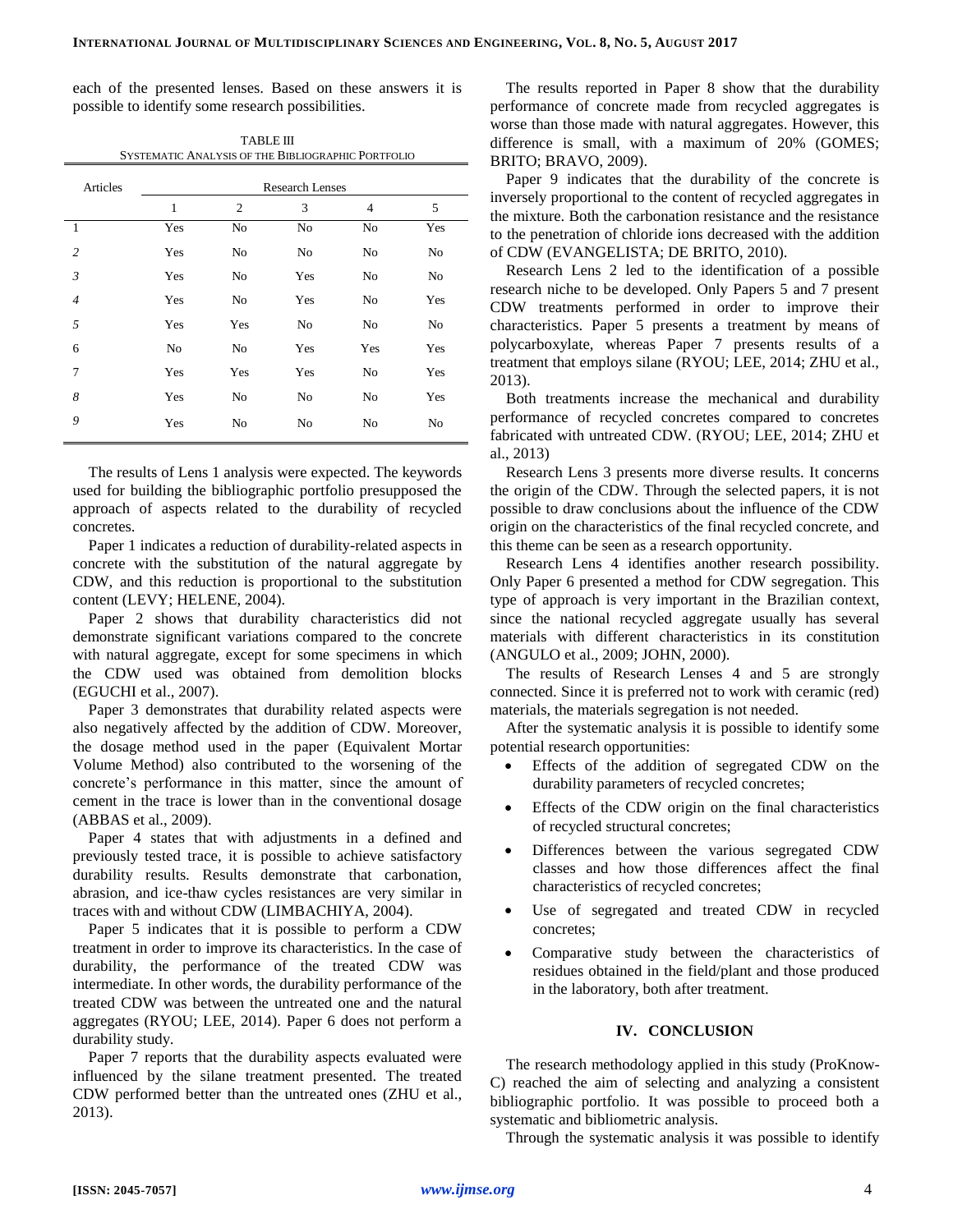each of the presented lenses. Based on these answers it is possible to identify some research possibilities.

TABLE III
SYSTEMATIC ANALYSIS OF THE BIBLIOGRAPHIC PORTFOLIO

| Articles | Research Lenses | | | | |
|---|---|---|---|---|---|
| | 1 | 2 | 3 | 4 | 5 |
| 1 | Yes | No | No | No | Yes |
| *2* | Yes | No | No | No | No |
| *3* | Yes | No | Yes | No | No |
| *4* | Yes | No | Yes | No | Yes |
| *5* | Yes | Yes | No | No | No |
| 6 | No | No | Yes | Yes | Yes |
| 7 | Yes | Yes | Yes | No | Yes |
| *8* | Yes | No | No | No | Yes |
| *9* | Yes | No | No | No | No |

The results of Lens 1 analysis were expected. The keywords used for building the bibliographic portfolio presupposed the approach of aspects related to the durability of recycled concretes.

Paper 1 indicates a reduction of durability-related aspects in concrete with the substitution of the natural aggregate by CDW, and this reduction is proportional to the substitution content (LEVY; HELENE, 2004).

Paper 2 shows that durability characteristics did not demonstrate significant variations compared to the concrete with natural aggregate, except for some specimens in which the CDW used was obtained from demolition blocks (EGUCHI et al., 2007).

Paper 3 demonstrates that durability related aspects were also negatively affected by the addition of CDW. Moreover, the dosage method used in the paper (Equivalent Mortar Volume Method) also contributed to the worsening of the concrete's performance in this matter, since the amount of cement in the trace is lower than in the conventional dosage (ABBAS et al., 2009).

Paper 4 states that with adjustments in a defined and previously tested trace, it is possible to achieve satisfactory durability results. Results demonstrate that carbonation, abrasion, and ice-thaw cycles resistances are very similar in traces with and without CDW (LIMBACHIYA, 2004).

Paper 5 indicates that it is possible to perform a CDW treatment in order to improve its characteristics. In the case of durability, the performance of the treated CDW was intermediate. In other words, the durability performance of the treated CDW was between the untreated one and the natural aggregates (RYOU; LEE, 2014). Paper 6 does not perform a durability study.

Paper 7 reports that the durability aspects evaluated were influenced by the silane treatment presented. The treated CDW performed better than the untreated ones (ZHU et al., 2013).

The results reported in Paper 8 show that the durability performance of concrete made from recycled aggregates is worse than those made with natural aggregates. However, this difference is small, with a maximum of 20% (GOMES; BRITO; BRAVO, 2009).

Paper 9 indicates that the durability of the concrete is inversely proportional to the content of recycled aggregates in the mixture. Both the carbonation resistance and the resistance to the penetration of chloride ions decreased with the addition of CDW (EVANGELISTA; DE BRITO, 2010).

Research Lens 2 led to the identification of a possible research niche to be developed. Only Papers 5 and 7 present CDW treatments performed in order to improve their characteristics. Paper 5 presents a treatment by means of polycarboxylate, whereas Paper 7 presents results of a treatment that employs silane (RYOU; LEE, 2014; ZHU et al., 2013).

Both treatments increase the mechanical and durability performance of recycled concretes compared to concretes fabricated with untreated CDW. (RYOU; LEE, 2014; ZHU et al., 2013)

Research Lens 3 presents more diverse results. It concerns the origin of the CDW. Through the selected papers, it is not possible to draw conclusions about the influence of the CDW origin on the characteristics of the final recycled concrete, and this theme can be seen as a research opportunity.

Research Lens 4 identifies another research possibility. Only Paper 6 presented a method for CDW segregation. This type of approach is very important in the Brazilian context, since the national recycled aggregate usually has several materials with different characteristics in its constitution (ANGULO et al., 2009; JOHN, 2000).

The results of Research Lenses 4 and 5 are strongly connected. Since it is preferred not to work with ceramic (red) materials, the materials segregation is not needed.

After the systematic analysis it is possible to identify some potential research opportunities:

- Effects of the addition of segregated CDW on the durability parameters of recycled concretes;
- Effects of the CDW origin on the final characteristics of recycled structural concretes;
- Differences between the various segregated CDW classes and how those differences affect the final characteristics of recycled concretes;
- Use of segregated and treated CDW in recycled concretes;
- Comparative study between the characteristics of residues obtained in the field/plant and those produced in the laboratory, both after treatment.

## IV. CONCLUSION

The research methodology applied in this study (ProKnow-C) reached the aim of selecting and analyzing a consistent bibliographic portfolio. It was possible to proceed both a systematic and bibliometric analysis.

Through the systematic analysis it was possible to identify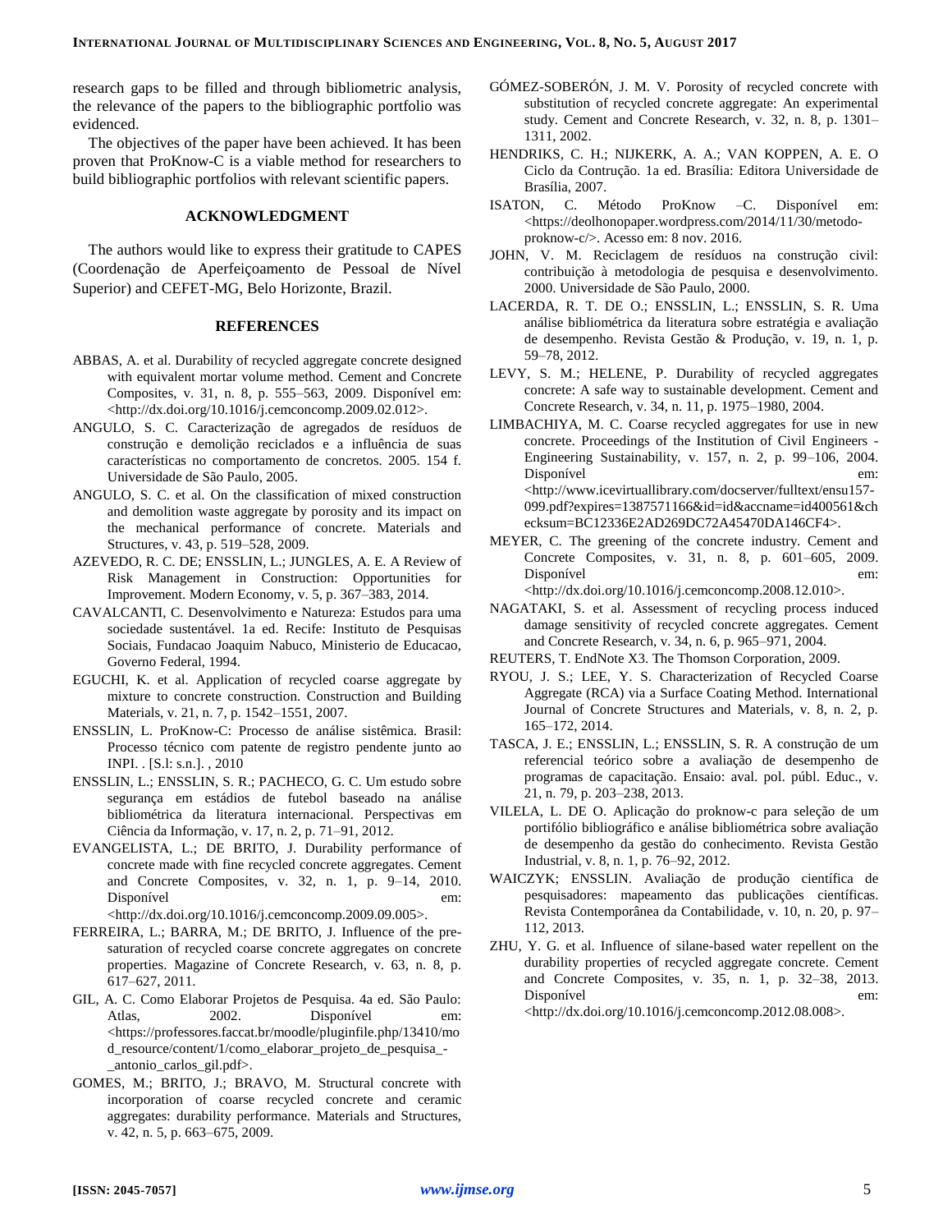research gaps to be filled and through bibliometric analysis, the relevance of the papers to the bibliographic portfolio was evidenced.

The objectives of the paper have been achieved. It has been proven that ProKnow-C is a viable method for researchers to build bibliographic portfolios with relevant scientific papers.

## ACKNOWLEDGMENT

The authors would like to express their gratitude to CAPES (Coordenação de Aperfeiçoamento de Pessoal de Nível Superior) and CEFET-MG, Belo Horizonte, Brazil.

## REFERENCES

ABBAS, A. et al. Durability of recycled aggregate concrete designed with equivalent mortar volume method. Cement and Concrete Composites, v. 31, n. 8, p. 555–563, 2009. Disponível em: <http://dx.doi.org/10.1016/j.cemconcomp.2009.02.012>.

ANGULO, S. C. Caracterização de agregados de resíduos de construção e demolição reciclados e a influência de suas características no comportamento de concretos. 2005. 154 f. Universidade de São Paulo, 2005.

ANGULO, S. C. et al. On the classification of mixed construction and demolition waste aggregate by porosity and its impact on the mechanical performance of concrete. Materials and Structures, v. 43, p. 519–528, 2009.

AZEVEDO, R. C. DE; ENSSLIN, L.; JUNGLES, A. E. A Review of Risk Management in Construction: Opportunities for Improvement. Modern Economy, v. 5, p. 367–383, 2014.

CAVALCANTI, C. Desenvolvimento e Natureza: Estudos para uma sociedade sustentável. 1a ed. Recife: Instituto de Pesquisas Sociais, Fundacao Joaquim Nabuco, Ministerio de Educacao, Governo Federal, 1994.

EGUCHI, K. et al. Application of recycled coarse aggregate by mixture to concrete construction. Construction and Building Materials, v. 21, n. 7, p. 1542–1551, 2007.

ENSSLIN, L. ProKnow-C: Processo de análise sistêmica. Brasil: Processo técnico com patente de registro pendente junto ao INPI. . [S.l: s.n.]. , 2010

ENSSLIN, L.; ENSSLIN, S. R.; PACHECO, G. C. Um estudo sobre segurança em estádios de futebol baseado na análise bibliométrica da literatura internacional. Perspectivas em Ciência da Informação, v. 17, n. 2, p. 71–91, 2012.

EVANGELISTA, L.; DE BRITO, J. Durability performance of concrete made with fine recycled concrete aggregates. Cement and Concrete Composites, v. 32, n. 1, p. 9–14, 2010. Disponível em: <http://dx.doi.org/10.1016/j.cemconcomp.2009.09.005>.

FERREIRA, L.; BARRA, M.; DE BRITO, J. Influence of the pre-saturation of recycled coarse concrete aggregates on concrete properties. Magazine of Concrete Research, v. 63, n. 8, p. 617–627, 2011.

GIL, A. C. Como Elaborar Projetos de Pesquisa. 4a ed. São Paulo: Atlas, 2002. Disponível em: <https://professores.faccat.br/moodle/pluginfile.php/13410/mod_resource/content/1/como_elaborar_projeto_de_pesquisa_-_antonio_carlos_gil.pdf>.

GOMES, M.; BRITO, J.; BRAVO, M. Structural concrete with incorporation of coarse recycled concrete and ceramic aggregates: durability performance. Materials and Structures, v. 42, n. 5, p. 663–675, 2009.

GÓMEZ-SOBERÓN, J. M. V. Porosity of recycled concrete with substitution of recycled concrete aggregate: An experimental study. Cement and Concrete Research, v. 32, n. 8, p. 1301–1311, 2002.

HENDRIKS, C. H.; NIJKERK, A. A.; VAN KOPPEN, A. E. O Ciclo da Contrução. 1a ed. Brasília: Editora Universidade de Brasília, 2007.

ISATON, C. Método ProKnow –C. Disponível em: <https://deolhonopaper.wordpress.com/2014/11/30/metodo-proknow-c/>. Acesso em: 8 nov. 2016.

JOHN, V. M. Reciclagem de resíduos na construção civil: contribuição à metodologia de pesquisa e desenvolvimento. 2000. Universidade de São Paulo, 2000.

LACERDA, R. T. DE O.; ENSSLIN, L.; ENSSLIN, S. R. Uma análise bibliométrica da literatura sobre estratégia e avaliação de desempenho. Revista Gestão & Produção, v. 19, n. 1, p. 59–78, 2012.

LEVY, S. M.; HELENE, P. Durability of recycled aggregates concrete: A safe way to sustainable development. Cement and Concrete Research, v. 34, n. 11, p. 1975–1980, 2004.

LIMBACHIYA, M. C. Coarse recycled aggregates for use in new concrete. Proceedings of the Institution of Civil Engineers - Engineering Sustainability, v. 157, n. 2, p. 99–106, 2004. Disponível em: <http://www.icevirtuallibrary.com/docserver/fulltext/ensu157-099.pdf?expires=1387571166&id=id&accname=id400561&checksum=BC12336E2AD269DC72A45470DA146CF4>.

MEYER, C. The greening of the concrete industry. Cement and Concrete Composites, v. 31, n. 8, p. 601–605, 2009. Disponível em: <http://dx.doi.org/10.1016/j.cemconcomp.2008.12.010>.

NAGATAKI, S. et al. Assessment of recycling process induced damage sensitivity of recycled concrete aggregates. Cement and Concrete Research, v. 34, n. 6, p. 965–971, 2004.

REUTERS, T. EndNote X3. The Thomson Corporation, 2009.

RYOU, J. S.; LEE, Y. S. Characterization of Recycled Coarse Aggregate (RCA) via a Surface Coating Method. International Journal of Concrete Structures and Materials, v. 8, n. 2, p. 165–172, 2014.

TASCA, J. E.; ENSSLIN, L.; ENSSLIN, S. R. A construção de um referencial teórico sobre a avaliação de desempenho de programas de capacitação. Ensaio: aval. pol. públ. Educ., v. 21, n. 79, p. 203–238, 2013.

VILELA, L. DE O. Aplicação do proknow-c para seleção de um portifólio bibliográfico e análise bibliométrica sobre avaliação de desempenho da gestão do conhecimento. Revista Gestão Industrial, v. 8, n. 1, p. 76–92, 2012.

WAICZYK; ENSSLIN. Avaliação de produção científica de pesquisadores: mapeamento das publicações científicas. Revista Contemporânea da Contabilidade, v. 10, n. 20, p. 97–112, 2013.

ZHU, Y. G. et al. Influence of silane-based water repellent on the durability properties of recycled aggregate concrete. Cement and Concrete Composites, v. 35, n. 1, p. 32–38, 2013. Disponível em: <http://dx.doi.org/10.1016/j.cemconcomp.2012.08.008>.